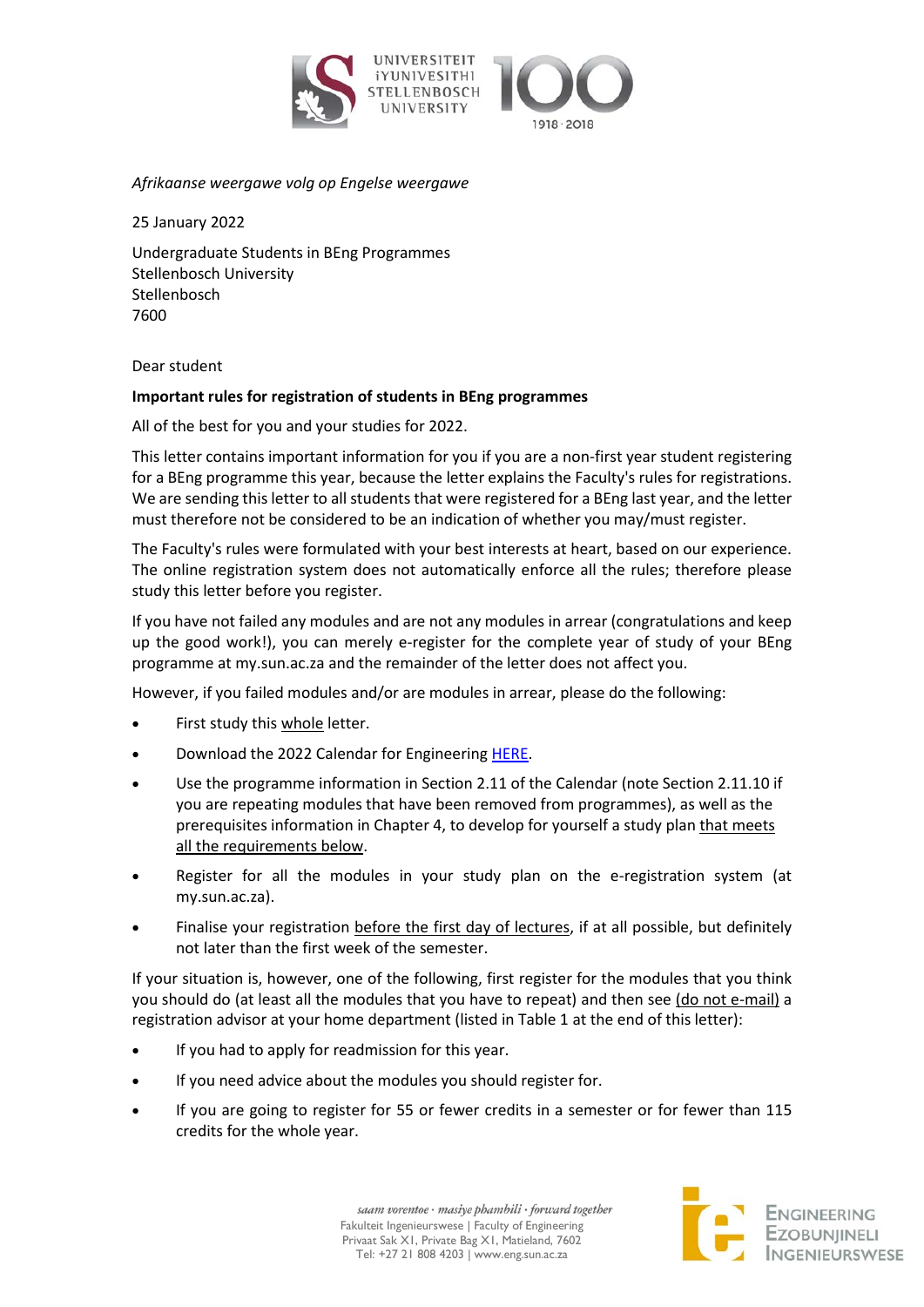*Afrikaanse weergawe volg op Engelse weergawe*

25 January 2022

Undergraduate Students in BEng Programmes
Stellenbosch University
Stellenbosch
7600

Dear student

**Important rules for registration of students in BEng programmes**

All of the best for you and your studies for 2022.

This letter contains important information for you if you are a non-first year student registering for a BEng programme this year, because the letter explains the Faculty's rules for registrations. We are sending this letter to all students that were registered for a BEng last year, and the letter must therefore not be considered to be an indication of whether you may/must register.

The Faculty's rules were formulated with your best interests at heart, based on our experience. The online registration system does not automatically enforce all the rules; therefore please study this letter before you register.

If you have not failed any modules and are not any modules in arrear (congratulations and keep up the good work!), you can merely e-register for the complete year of study of your BEng programme at my.sun.ac.za and the remainder of the letter does not affect you.

However, if you failed modules and/or are modules in arrear, please do the following:

- First study this whole letter.
- Download the 2022 Calendar for Engineering HERE.
- Use the programme information in Section 2.11 of the Calendar (note Section 2.11.10 if you are repeating modules that have been removed from programmes), as well as the prerequisites information in Chapter 4, to develop for yourself a study plan that meets all the requirements below.
- Register for all the modules in your study plan on the e-registration system (at my.sun.ac.za).
- Finalise your registration before the first day of lectures, if at all possible, but definitely not later than the first week of the semester.

If your situation is, however, one of the following, first register for the modules that you think you should do (at least all the modules that you have to repeat) and then see (do not e-mail) a registration advisor at your home department (listed in Table 1 at the end of this letter):

- If you had to apply for readmission for this year.
- If you need advice about the modules you should register for.
- If you are going to register for 55 or fewer credits in a semester or for fewer than 115 credits for the whole year.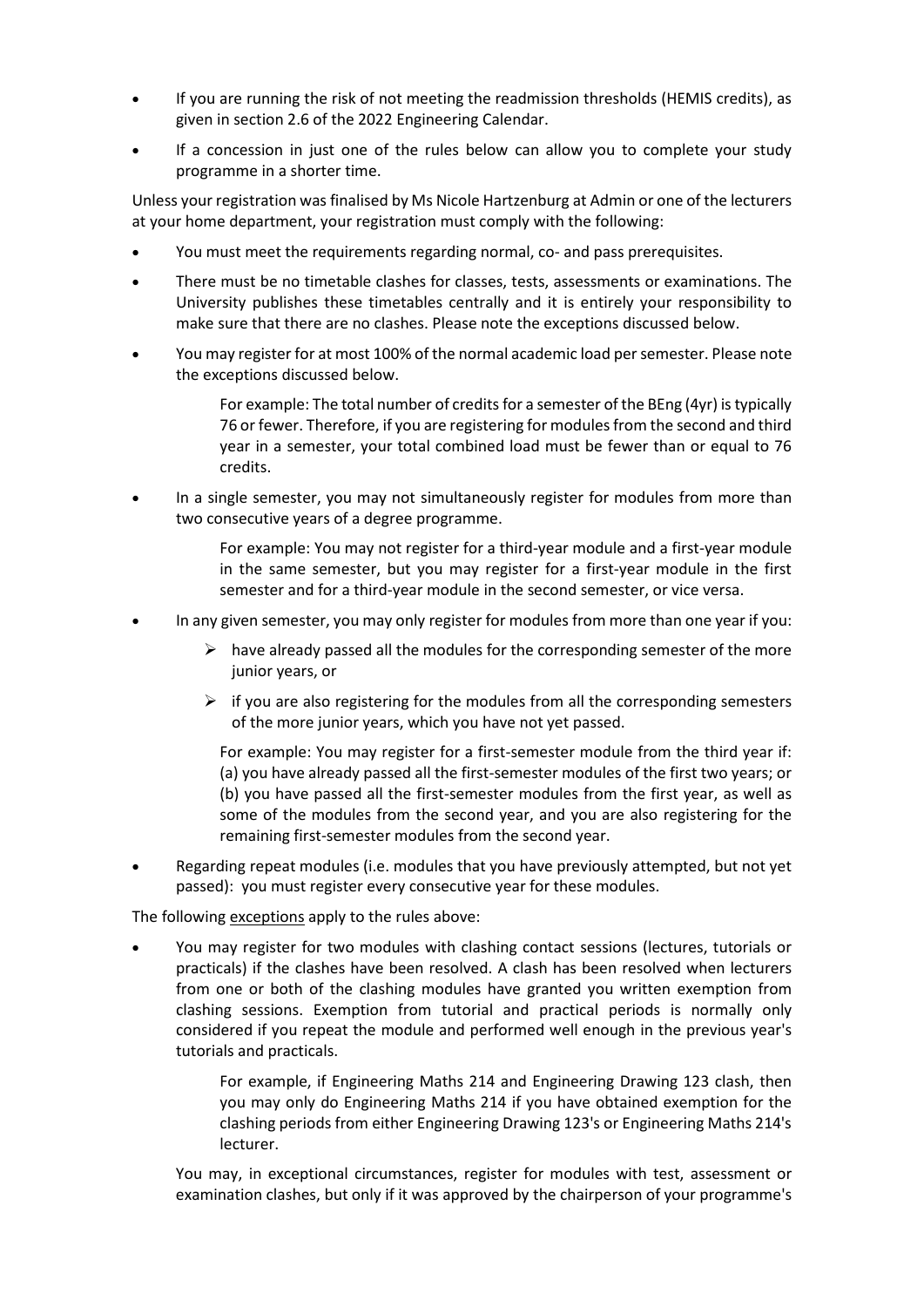- If you are running the risk of not meeting the readmission thresholds (HEMIS credits), as given in section 2.6 of the 2022 Engineering Calendar.
- If a concession in just one of the rules below can allow you to complete your study programme in a shorter time.

Unless your registration was finalised by Ms Nicole Hartzenburg at Admin or one of the lecturers at your home department, your registration must comply with the following:

- You must meet the requirements regarding normal, co- and pass prerequisites.
- There must be no timetable clashes for classes, tests, assessments or examinations. The University publishes these timetables centrally and it is entirely your responsibility to make sure that there are no clashes. Please note the exceptions discussed below.
- You may register for at most 100% of the normal academic load per semester. Please note the exceptions discussed below.

  For example: The total number of credits for a semester of the BEng (4yr) is typically 76 or fewer. Therefore, if you are registering for modules from the second and third year in a semester, your total combined load must be fewer than or equal to 76 credits.

- In a single semester, you may not simultaneously register for modules from more than two consecutive years of a degree programme.

  For example: You may not register for a third-year module and a first-year module in the same semester, but you may register for a first-year module in the first semester and for a third-year module in the second semester, or vice versa.

- In any given semester, you may only register for modules from more than one year if you:
  - have already passed all the modules for the corresponding semester of the more junior years, or
  - if you are also registering for the modules from all the corresponding semesters of the more junior years, which you have not yet passed.

  For example: You may register for a first-semester module from the third year if: (a) you have already passed all the first-semester modules of the first two years; or (b) you have passed all the first-semester modules from the first year, as well as some of the modules from the second year, and you are also registering for the remaining first-semester modules from the second year.

- Regarding repeat modules (i.e. modules that you have previously attempted, but not yet passed): you must register every consecutive year for these modules.

The following exceptions apply to the rules above:

- You may register for two modules with clashing contact sessions (lectures, tutorials or practicals) if the clashes have been resolved. A clash has been resolved when lecturers from one or both of the clashing modules have granted you written exemption from clashing sessions. Exemption from tutorial and practical periods is normally only considered if you repeat the module and performed well enough in the previous year's tutorials and practicals.

  For example, if Engineering Maths 214 and Engineering Drawing 123 clash, then you may only do Engineering Maths 214 if you have obtained exemption for the clashing periods from either Engineering Drawing 123's or Engineering Maths 214's lecturer.

  You may, in exceptional circumstances, register for modules with test, assessment or examination clashes, but only if it was approved by the chairperson of your programme's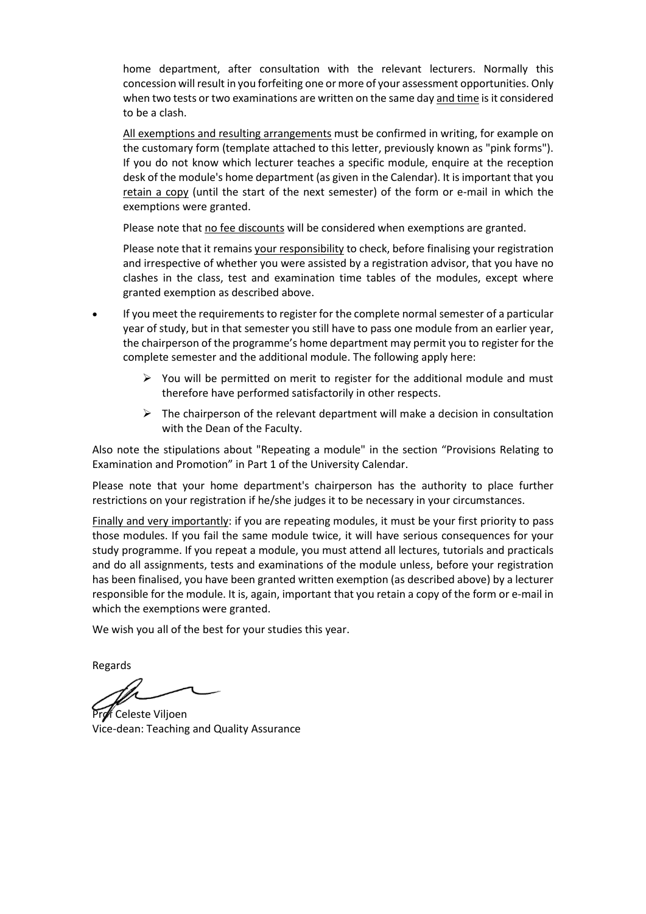home department, after consultation with the relevant lecturers. Normally this concession will result in you forfeiting one or more of your assessment opportunities. Only when two tests or two examinations are written on the same day and time is it considered to be a clash.

All exemptions and resulting arrangements must be confirmed in writing, for example on the customary form (template attached to this letter, previously known as "pink forms"). If you do not know which lecturer teaches a specific module, enquire at the reception desk of the module's home department (as given in the Calendar). It is important that you retain a copy (until the start of the next semester) of the form or e-mail in which the exemptions were granted.

Please note that no fee discounts will be considered when exemptions are granted.

Please note that it remains your responsibility to check, before finalising your registration and irrespective of whether you were assisted by a registration advisor, that you have no clashes in the class, test and examination time tables of the modules, except where granted exemption as described above.

- If you meet the requirements to register for the complete normal semester of a particular year of study, but in that semester you still have to pass one module from an earlier year, the chairperson of the programme's home department may permit you to register for the complete semester and the additional module. The following apply here:
  - You will be permitted on merit to register for the additional module and must therefore have performed satisfactorily in other respects.
  - The chairperson of the relevant department will make a decision in consultation with the Dean of the Faculty.

Also note the stipulations about "Repeating a module" in the section "Provisions Relating to Examination and Promotion" in Part 1 of the University Calendar.

Please note that your home department's chairperson has the authority to place further restrictions on your registration if he/she judges it to be necessary in your circumstances.

Finally and very importantly: if you are repeating modules, it must be your first priority to pass those modules. If you fail the same module twice, it will have serious consequences for your study programme. If you repeat a module, you must attend all lectures, tutorials and practicals and do all assignments, tests and examinations of the module unless, before your registration has been finalised, you have been granted written exemption (as described above) by a lecturer responsible for the module. It is, again, important that you retain a copy of the form or e-mail in which the exemptions were granted.

We wish you all of the best for your studies this year.

Regards

Prof Celeste Viljoen
Vice-dean: Teaching and Quality Assurance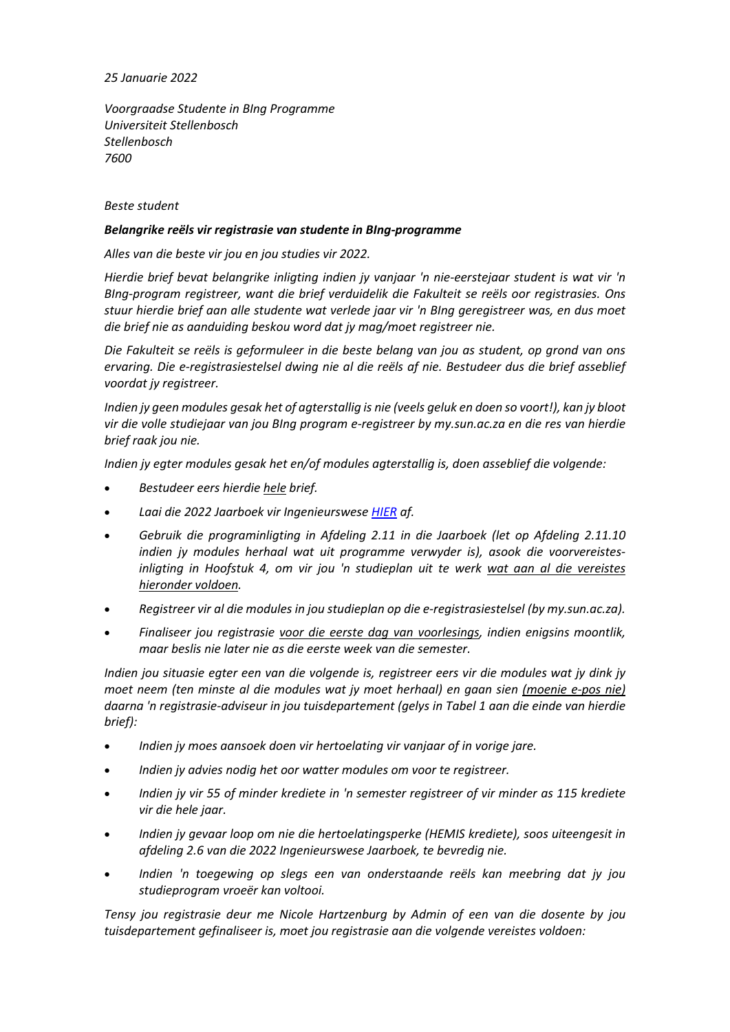*25 Januarie 2022*

*Voorgraadse Studente in BIng Programme*
*Universiteit Stellenbosch*
*Stellenbosch*
*7600*

*Beste student*

***Belangrike reëls vir registrasie van studente in BIng-programme***

*Alles van die beste vir jou en jou studies vir 2022.*

*Hierdie brief bevat belangrike inligting indien jy vanjaar 'n nie-eerstejaar student is wat vir 'n BIng-program registreer, want die brief verduidelik die Fakulteit se reëls oor registrasies. Ons stuur hierdie brief aan alle studente wat verlede jaar vir 'n BIng geregistreer was, en dus moet die brief nie as aanduiding beskou word dat jy mag/moet registreer nie.*

*Die Fakulteit se reëls is geformuleer in die beste belang van jou as student, op grond van ons ervaring. Die e-registrasiestelsel dwing nie al die reëls af nie. Bestudeer dus die brief asseblief voordat jy registreer.*

*Indien jy geen modules gesak het of agterstallig is nie (veels geluk en doen so voort!), kan jy bloot vir die volle studiejaar van jou BIng program e-registreer by my.sun.ac.za en die res van hierdie brief raak jou nie.*

*Indien jy egter modules gesak het en/of modules agterstallig is, doen asseblief die volgende:*

- *Bestudeer eers hierdie hele brief.*
- *Laai die 2022 Jaarboek vir Ingenieurswese HIER af.*
- *Gebruik die programinligting in Afdeling 2.11 in die Jaarboek (let op Afdeling 2.11.10 indien jy modules herhaal wat uit programme verwyder is), asook die voorvereistes-inligting in Hoofstuk 4, om vir jou 'n studieplan uit te werk wat aan al die vereistes hieronder voldoen.*
- *Registreer vir al die modules in jou studieplan op die e-registrasiestelsel (by my.sun.ac.za).*
- *Finaliseer jou registrasie voor die eerste dag van voorlesings, indien enigsins moontlik, maar beslis nie later nie as die eerste week van die semester.*

*Indien jou situasie egter een van die volgende is, registreer eers vir die modules wat jy dink jy moet neem (ten minste al die modules wat jy moet herhaal) en gaan sien (moenie e-pos nie) daarna 'n registrasie-adviseur in jou tuisdepartement (gelys in Tabel 1 aan die einde van hierdie brief):*

- *Indien jy moes aansoek doen vir hertoelating vir vanjaar of in vorige jare.*
- *Indien jy advies nodig het oor watter modules om voor te registreer.*
- *Indien jy vir 55 of minder krediete in 'n semester registreer of vir minder as 115 krediete vir die hele jaar.*
- *Indien jy gevaar loop om nie die hertoelatingsperke (HEMIS krediete), soos uiteengesit in afdeling 2.6 van die 2022 Ingenieurswese Jaarboek, te bevredig nie.*
- *Indien 'n toegewing op slegs een van onderstaande reëls kan meebring dat jy jou studieprogram vroeër kan voltooi.*

*Tensy jou registrasie deur me Nicole Hartzenburg by Admin of een van die dosente by jou tuisdepartement gefinaliseer is, moet jou registrasie aan die volgende vereistes voldoen:*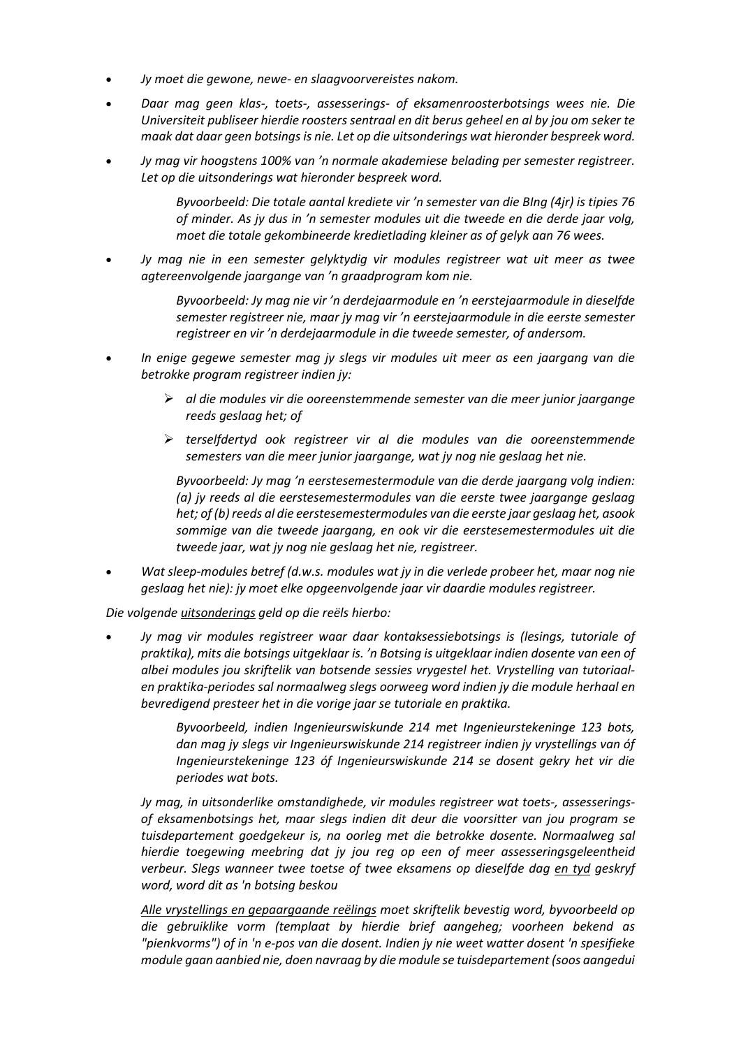- *Jy moet die gewone, newe- en slaagvoorvereistes nakom.*
- *Daar mag geen klas-, toets-, assesserings- of eksamenroosterbotsings wees nie. Die Universiteit publiseer hierdie roosters sentraal en dit berus geheel en al by jou om seker te maak dat daar geen botsings is nie. Let op die uitsonderings wat hieronder bespreek word.*
- *Jy mag vir hoogstens 100% van 'n normale akademiese belading per semester registreer. Let op die uitsonderings wat hieronder bespreek word.*

  *Byvoorbeeld: Die totale aantal krediete vir 'n semester van die BIng (4jr) is tipies 76 of minder. As jy dus in 'n semester modules uit die tweede en die derde jaar volg, moet die totale gekombineerde kredietlading kleiner as of gelyk aan 76 wees.*

- *Jy mag nie in een semester gelyktydig vir modules registreer wat uit meer as twee agtereenvolgende jaargange van 'n graadprogram kom nie.*

  *Byvoorbeeld: Jy mag nie vir 'n derdejaarmodule en 'n eerstejaarmodule in dieselfde semester registreer nie, maar jy mag vir 'n eerstejaarmodule in die eerste semester registreer en vir 'n derdejaarmodule in die tweede semester, of andersom.*

- *In enige gegewe semester mag jy slegs vir modules uit meer as een jaargang van die betrokke program registreer indien jy:*
  - *al die modules vir die ooreenstemmende semester van die meer junior jaargange reeds geslaag het; of*
  - *terselfdertyd ook registreer vir al die modules van die ooreenstemmende semesters van die meer junior jaargange, wat jy nog nie geslaag het nie.*

  *Byvoorbeeld: Jy mag 'n eerstesemestermodule van die derde jaargang volg indien: (a) jy reeds al die eerstesemestermodules van die eerste twee jaargange geslaag het; of (b) reeds al die eerstesemestermodules van die eerste jaar geslaag het, asook sommige van die tweede jaargang, en ook vir die eerstesemestermodules uit die tweede jaar, wat jy nog nie geslaag het nie, registreer.*

- *Wat sleep-modules betref (d.w.s. modules wat jy in die verlede probeer het, maar nog nie geslaag het nie): jy moet elke opgeenvolgende jaar vir daardie modules registreer.*

*Die volgende uitsonderings geld op die reëls hierbo:*

- *Jy mag vir modules registreer waar daar kontaksessiebotsings is (lesings, tutoriale of praktika), mits die botsings uitgeklaar is. 'n Botsing is uitgeklaar indien dosente van een of albei modules jou skriftelik van botsende sessies vrygestel het. Vrystelling van tutoriaal- en praktika-periodes sal normaalweg slegs oorweeg word indien jy die module herhaal en bevredigend presteer het in die vorige jaar se tutoriale en praktika.*

  *Byvoorbeeld, indien Ingenieurswiskunde 214 met Ingenieurstekeninge 123 bots, dan mag jy slegs vir Ingenieurswiskunde 214 registreer indien jy vrystellings van óf Ingenieurstekeninge 123 óf Ingenieurswiskunde 214 se dosent gekry het vir die periodes wat bots.*

  *Jy mag, in uitsonderlike omstandighede, vir modules registreer wat toets-, assesserings- of eksamenbotsings het, maar slegs indien dit deur die voorsitter van jou program se tuisdepartement goedgekeur is, na oorleg met die betrokke dosente. Normaalweg sal hierdie toegewing meebring dat jy jou reg op een of meer assesseringsgeleentheid verbeur. Slegs wanneer twee toetse of twee eksamens op dieselfde dag en tyd geskryf word, word dit as 'n botsing beskou*

  *Alle vrystellings en gepaargaande reëlings moet skriftelik bevestig word, byvoorbeeld op die gebruiklike vorm (templaat by hierdie brief aangeheg; voorheen bekend as "pienkvorms") of in 'n e-pos van die dosent. Indien jy nie weet watter dosent 'n spesifieke module gaan aanbied nie, doen navraag by die module se tuisdepartement (soos aangedui*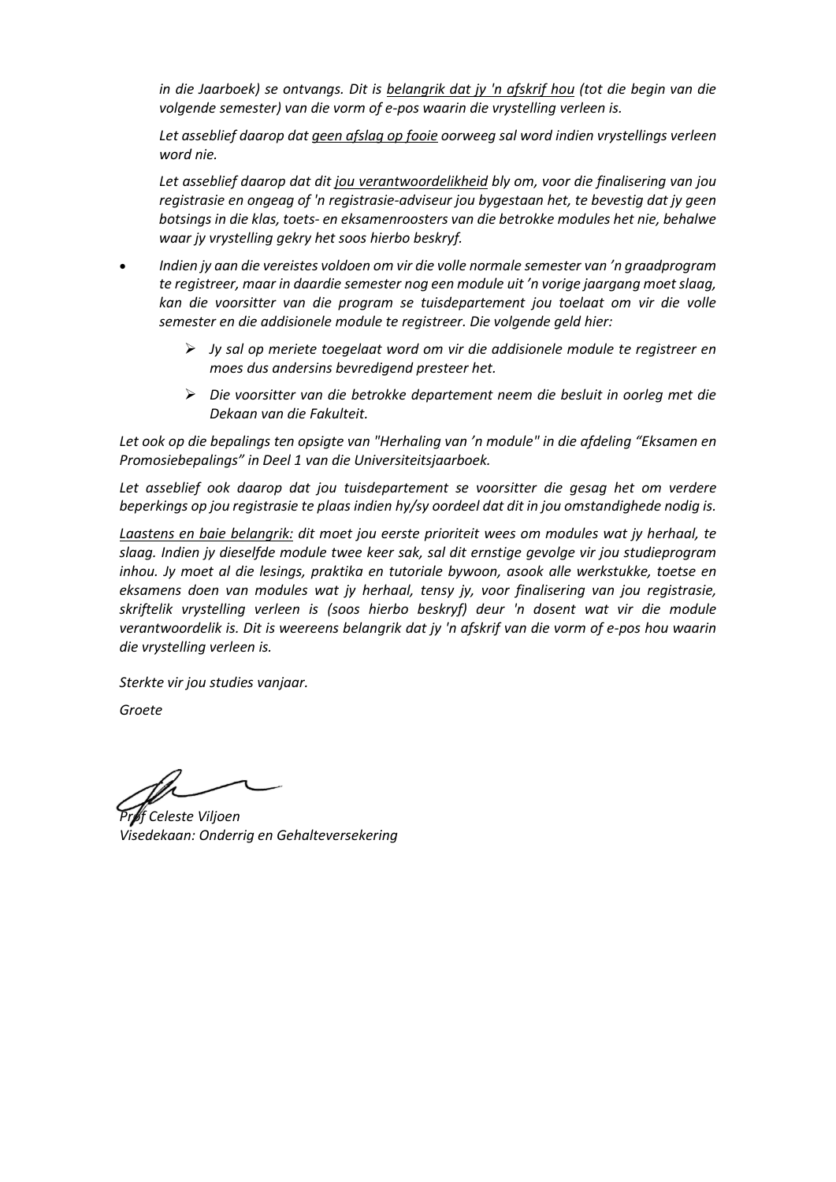*in die Jaarboek) se ontvangs. Dit is <u>belangrik dat jy 'n afskrif hou</u> (tot die begin van die volgende semester) van die vorm of e-pos waarin die vrystelling verleen is.*

*Let asseblief daarop dat <u>geen afslag op fooie</u> oorweeg sal word indien vrystellings verleen word nie.*

*Let asseblief daarop dat dit <u>jou verantwoordelikheid</u> bly om, voor die finalisering van jou registrasie en ongeag of 'n registrasie-adviseur jou bygestaan het, te bevestig dat jy geen botsings in die klas, toets- en eksamenroosters van die betrokke modules het nie, behalwe waar jy vrystelling gekry het soos hierbo beskryf.*

- *Indien jy aan die vereistes voldoen om vir die volle normale semester van 'n graadprogram te registreer, maar in daardie semester nog een module uit 'n vorige jaargang moet slaag, kan die voorsitter van die program se tuisdepartement jou toelaat om vir die volle semester en die addisionele module te registreer. Die volgende geld hier:*
  - *Jy sal op meriete toegelaat word om vir die addisionele module te registreer en moes dus andersins bevredigend presteer het.*
  - *Die voorsitter van die betrokke departement neem die besluit in oorleg met die Dekaan van die Fakulteit.*

*Let ook op die bepalings ten opsigte van "Herhaling van 'n module" in die afdeling "Eksamen en Promosiebepalings" in Deel 1 van die Universiteitsjaarboek.*

*Let asseblief ook daarop dat jou tuisdepartement se voorsitter die gesag het om verdere beperkings op jou registrasie te plaas indien hy/sy oordeel dat dit in jou omstandighede nodig is.*

*<u>Laastens en baie belangrik:</u> dit moet jou eerste prioriteit wees om modules wat jy herhaal, te slaag. Indien jy dieselfde module twee keer sak, sal dit ernstige gevolge vir jou studieprogram inhou. Jy moet al die lesings, praktika en tutoriale bywoon, asook alle werkstukke, toetse en eksamens doen van modules wat jy herhaal, tensy jy, voor finalisering van jou registrasie, skriftelik vrystelling verleen is (soos hierbo beskryf) deur 'n dosent wat vir die module verantwoordelik is. Dit is weereens belangrik dat jy 'n afskrif van die vorm of e-pos hou waarin die vrystelling verleen is.*

*Sterkte vir jou studies vanjaar.*

*Groete*

*Prof Celeste Viljoen*
*Visedekaan: Onderrig en Gehalteversekering*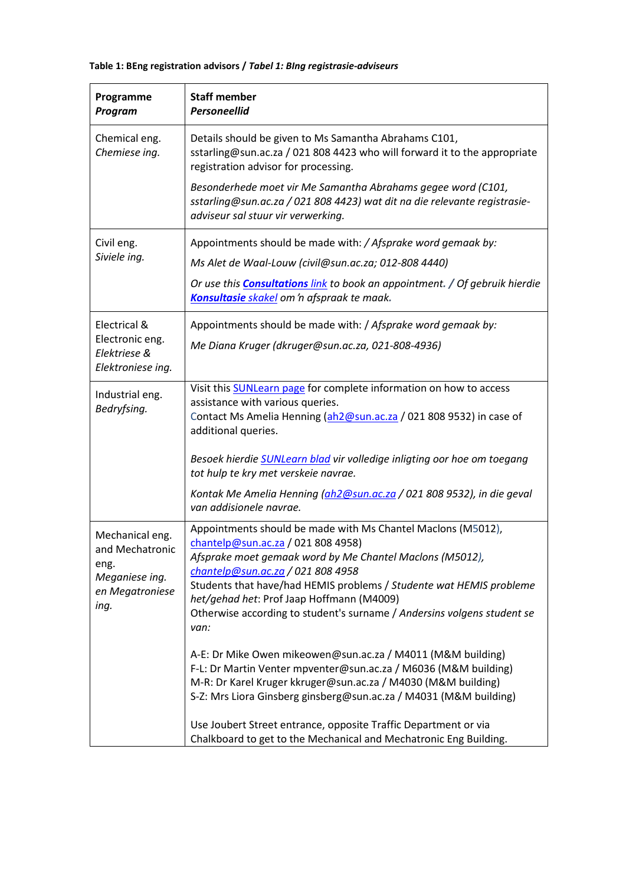**Table 1: BEng registration advisors / *Tabel 1: BIng registrasie-adviseurs***

| **Programme** *Program* | **Staff member** *Personeellid* |
|---|---|
| Chemical eng. *Chemiese ing.* | Details should be given to Ms Samantha Abrahams C101, sstarling@sun.ac.za / 021 808 4423 who will forward it to the appropriate registration advisor for processing. *Besonderhede moet vir Me Samantha Abrahams gegee word (C101, sstarling@sun.ac.za / 021 808 4423) wat dit na die relevante registrasie-adviseur sal stuur vir verwerking.* |
| Civil eng. *Siviele ing.* | Appointments should be made with: / *Afsprake word gemaak by:* *Ms Alet de Waal-Louw (civil@sun.ac.za; 012-808 4440)* *Or use this **Consultations** link to book an appointment. / Of gebruik hierdie **Konsultasie** skakel om 'n afspraak te maak.* |
| Electrical & Electronic eng. *Elektriese & Elektroniese ing.* | Appointments should be made with: / *Afsprake word gemaak by:* *Me Diana Kruger (dkruger@sun.ac.za, 021-808-4936)* |
| Industrial eng. *Bedryfsing.* | Visit this SUNLearn page for complete information on how to access assistance with various queries. Contact Ms Amelia Henning (ah2@sun.ac.za / 021 808 9532) in case of additional queries. *Besoek hierdie SUNLearn blad vir volledige inligting oor hoe om toegang tot hulp te kry met verskeie navrae.* *Kontak Me Amelia Henning (ah2@sun.ac.za / 021 808 9532), in die geval van addisionele navrae.* |
| Mechanical eng. and Mechatronic eng. *Meganiese ing. en Megatroniese ing.* | Appointments should be made with Ms Chantel Maclons (M5012), chantelp@sun.ac.za / 021 808 4958) *Afsprake moet gemaak word by Me Chantel Maclons (M5012), chantelp@sun.ac.za / 021 808 4958* Students that have/had HEMIS problems / *Studente wat HEMIS probleme het/gehad het*: Prof Jaap Hoffmann (M4009) Otherwise according to student's surname / *Andersins volgens student se van:* A-E: Dr Mike Owen mikeowen@sun.ac.za / M4011 (M&M building) F-L: Dr Martin Venter mpventer@sun.ac.za / M6036 (M&M building) M-R: Dr Karel Kruger kkruger@sun.ac.za / M4030 (M&M building) S-Z: Mrs Liora Ginsberg ginsberg@sun.ac.za / M4031 (M&M building) Use Joubert Street entrance, opposite Traffic Department or via Chalkboard to get to the Mechanical and Mechatronic Eng Building. |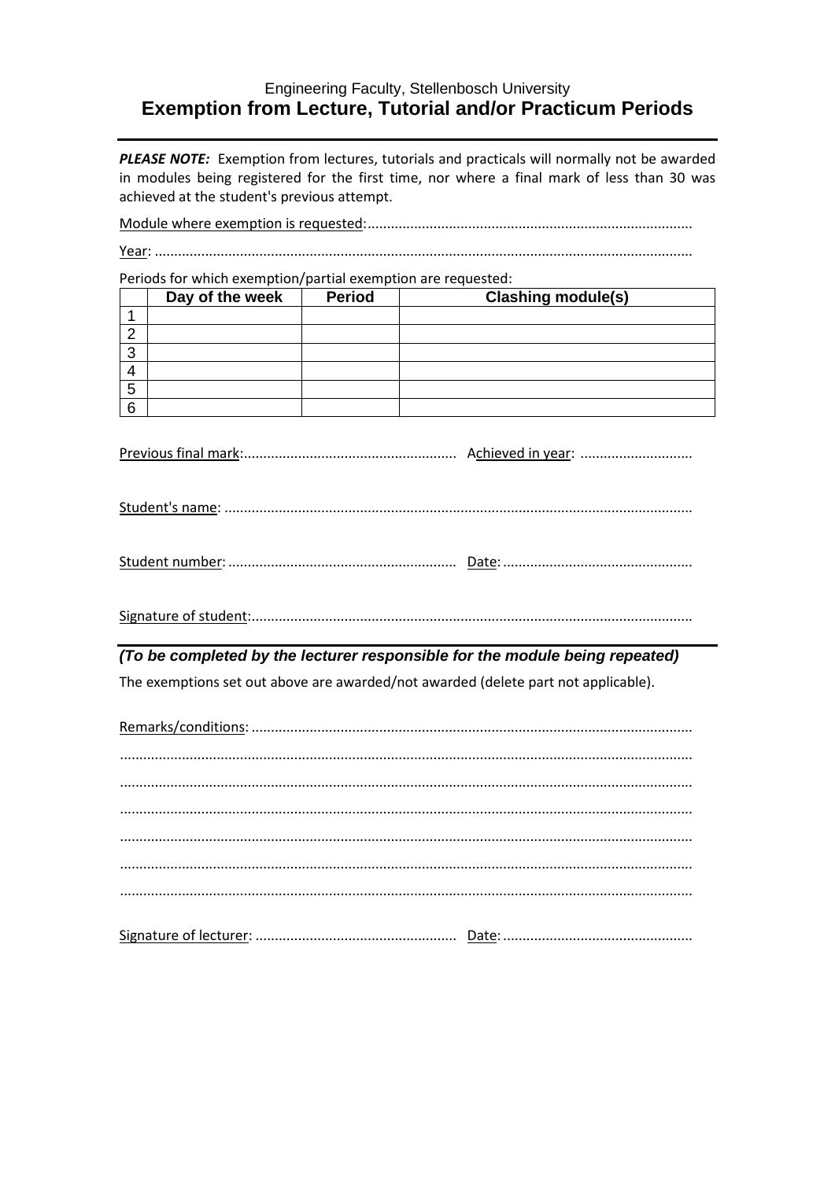Engineering Faculty, Stellenbosch University

# Exemption from Lecture, Tutorial and/or Practicum Periods

***PLEASE NOTE:*** Exemption from lectures, tutorials and practicals will normally not be awarded in modules being registered for the first time, nor where a final mark of less than 30 was achieved at the student's previous attempt.

Module where exemption is requested:..................................................................................

Year: .........................................................................................................................................

Periods for which exemption/partial exemption are requested:

| | Day of the week | Period | Clashing module(s) |
|---|---|---|---|
| 1 | | | |
| 2 | | | |
| 3 | | | |
| 4 | | | |
| 5 | | | |
| 6 | | | |

Previous final mark:...................................................... Achieved in year: ............................

Student's name: .......................................................................................................................

Student number: .......................................................... Date: ................................................

Signature of student:.................................................................................................................

***(To be completed by the lecturer responsible for the module being repeated)***

The exemptions set out above are awarded/not awarded (delete part not applicable).

Remarks/conditions: .................................................................................................................

.................................................................................................................................................

.................................................................................................................................................

.................................................................................................................................................

.................................................................................................................................................

.................................................................................................................................................

.................................................................................................................................................

Signature of lecturer: ................................................... Date: ................................................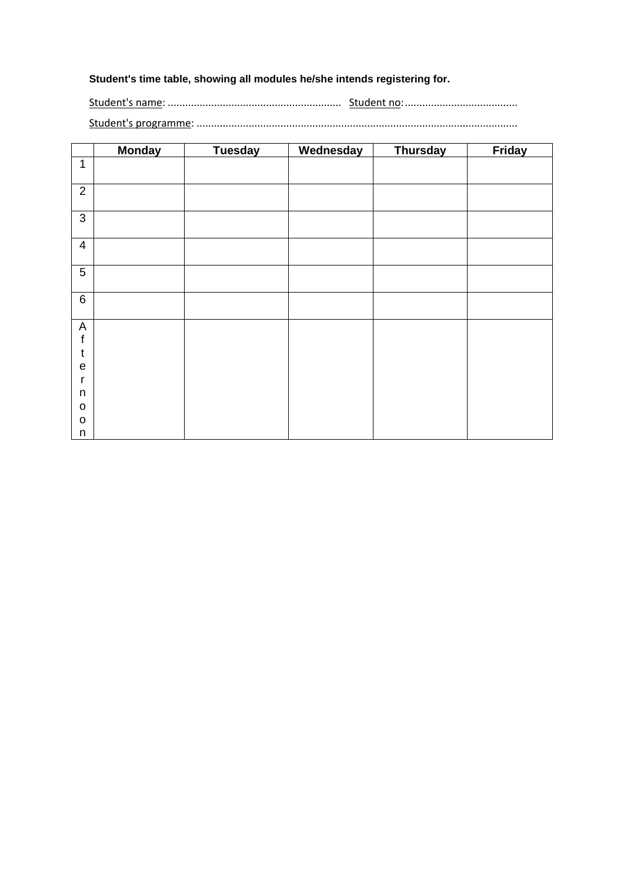**Student's time table, showing all modules he/she intends registering for.**

Student's name: ........................................................... Student no: .......................................

Student's programme: .............................................................................................................

| | Monday | Tuesday | Wednesday | Thursday | Friday |
|---|---|---|---|---|---|
| 1 | | | | | |
| 2 | | | | | |
| 3 | | | | | |
| 4 | | | | | |
| 5 | | | | | |
| 6 | | | | | |
| Afternoon | | | | | |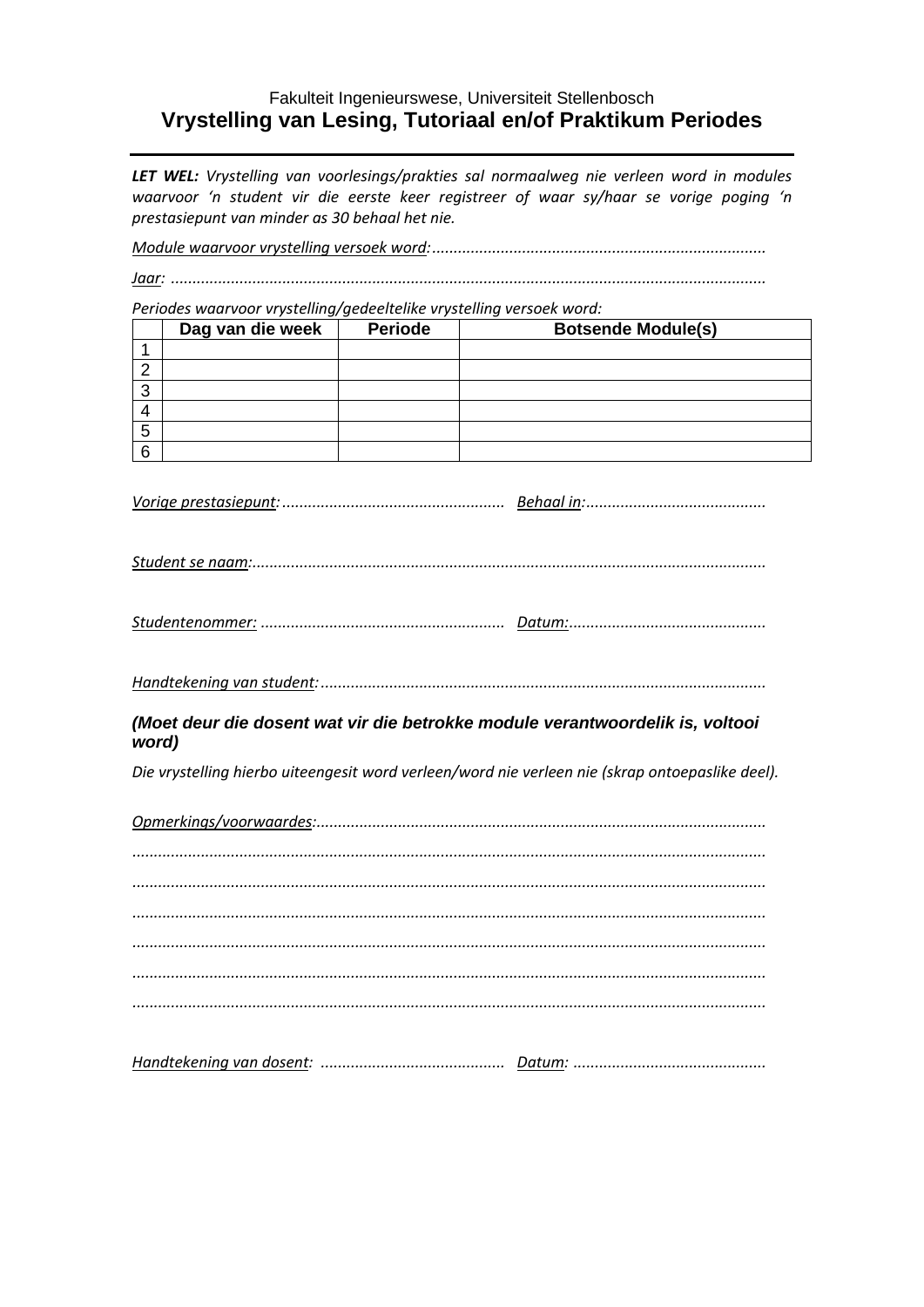Fakulteit Ingenieurswese, Universiteit Stellenbosch

# Vrystelling van Lesing, Tutoriaal en/of Praktikum Periodes

---

***LET WEL:*** *Vrystelling van voorlesings/prakties sal normaalweg nie verleen word in modules waarvoor 'n student vir die eerste keer registreer of waar sy/haar se vorige poging 'n prestasiepunt van minder as 30 behaal het nie.*

*Module waarvoor vrystelling versoek word:*............................................................................

*Jaar:* ........................................................................................................................................

*Periodes waarvoor vrystelling/gedeeltelike vrystelling versoek word:*

| | Dag van die week | Periode | Botsende Module(s) |
|---|---|---|---|
| 1 | | | |
| 2 | | | |
| 3 | | | |
| 4 | | | |
| 5 | | | |
| 6 | | | |

*Vorige prestasiepunt:* ................................................... *Behaal in:*..........................................

*Student se naam:*......................................................................................................................

*Studentenommer:* ........................................................ *Datum:*.............................................

*Handtekening van student:* ......................................................................................................

***(Moet deur die dosent wat vir die betrokke module verantwoordelik is, voltooi word)***

*Die vrystelling hierbo uiteengesit word verleen/word nie verleen nie (skrap ontoepaslike deel).*

*Opmerkings/voorwaardes:*........................................................................................................

................................................................................................................................................

................................................................................................................................................

................................................................................................................................................

................................................................................................................................................

................................................................................................................................................

................................................................................................................................................

*Handtekening van dosent:* .......................................... *Datum:* .............................................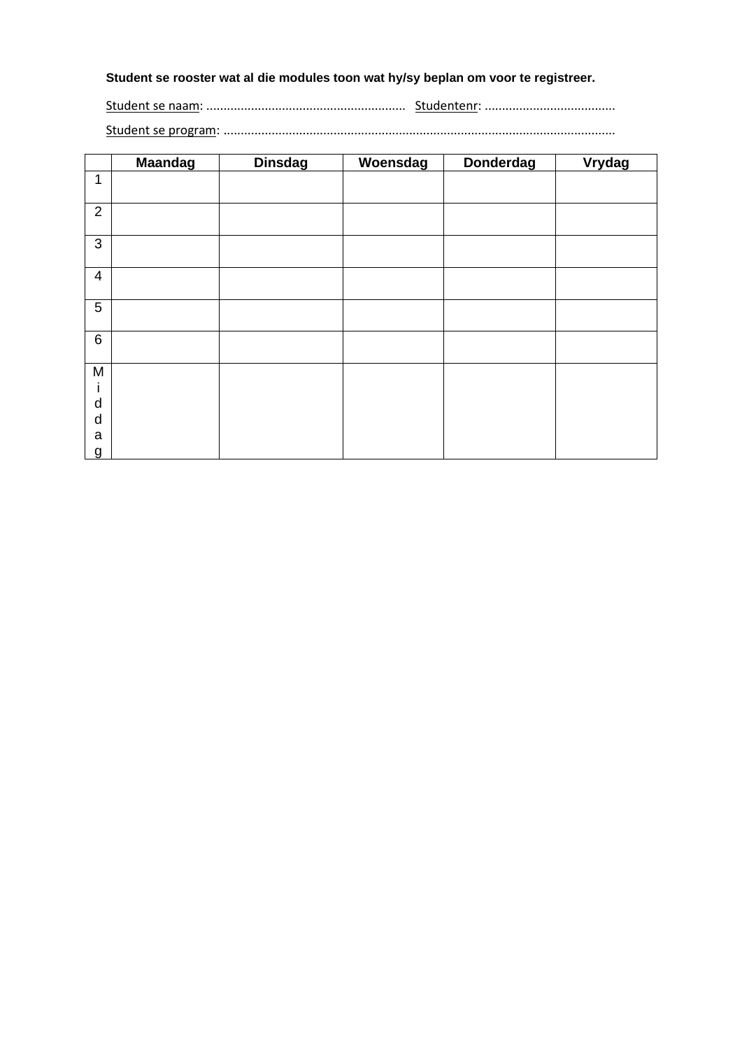**Student se rooster wat al die modules toon wat hy/sy beplan om voor te registreer.**

Student se naam: ........................................................... Studentenr: ......................................

Student se program: ...................................................................................................................

| | Maandag | Dinsdag | Woensdag | Donderdag | Vrydag |
|---|---|---|---|---|---|
| 1 | | | | | |
| 2 | | | | | |
| 3 | | | | | |
| 4 | | | | | |
| 5 | | | | | |
| 6 | | | | | |
| Middag | | | | | |